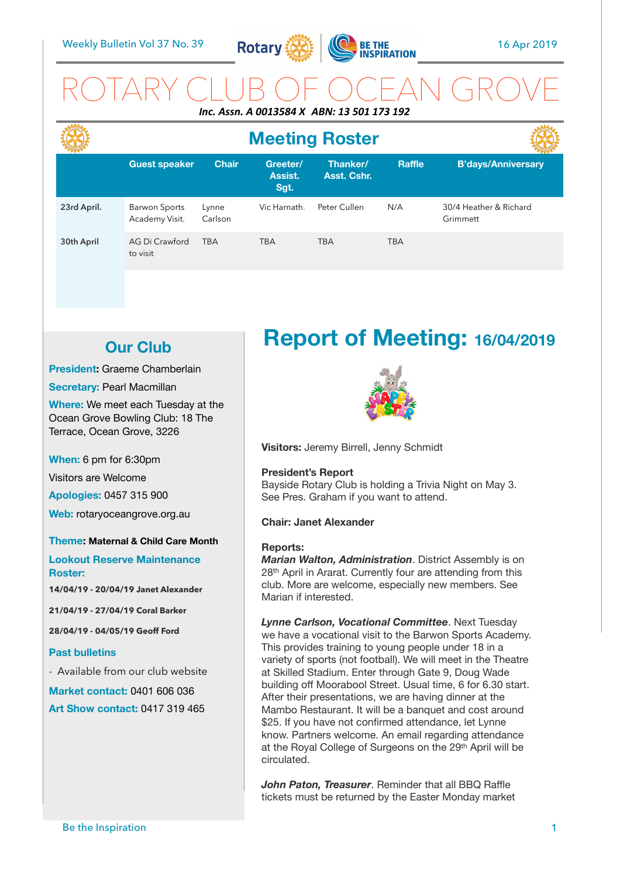Weekly Bulletin Vol 37 No. 39 — 16 Apr 2019

# ROTARY CLUB OF OCEAN GROVE

***Inc. Assn. A 0013584 X ABN: 13 501 173 192***

## Meeting Roster

| | Guest speaker | Chair | Greeter/ Assist. Sgt. | Thanker/ Asst. Cshr. | Raffle | B'days/Anniversary |
|---|---|---|---|---|---|---|
| **23rd April.** | Barwon Sports Academy Visit. | Lynne Carlson | Vic Harnath. | Peter Cullen | N/A | 30/4 Heather & Richard Grimmett |
| **30th April** | AG Di Crawford to visit | TBA | TBA | TBA | TBA | |

## Our Club

**President:** Graeme Chamberlain

**Secretary:** Pearl Macmillan

**Where:** We meet each Tuesday at the Ocean Grove Bowling Club: 18 The Terrace, Ocean Grove, 3226

**When:** 6 pm for 6:30pm

Visitors are Welcome

**Apologies:** 0457 315 900

**Web:** rotaryoceangrove.org.au

**Theme: Maternal & Child Care Month**

**Lookout Reserve Maintenance Roster:**

**14/04/19 - 20/04/19 Janet Alexander**

**21/04/19 - 27/04/19 Coral Barker**

**28/04/19 - 04/05/19 Geoff Ford**

**Past bulletins**

- Available from our club website

**Market contact:** 0401 606 036

**Art Show contact:** 0417 319 465

# Report of Meeting: 16/04/2019

**Visitors:** Jeremy Birrell, Jenny Schmidt

**President's Report**
Bayside Rotary Club is holding a Trivia Night on May 3. See Pres. Graham if you want to attend.

**Chair: Janet Alexander**

**Reports:**
***Marian Walton, Administration***. District Assembly is on 28th April in Ararat. Currently four are attending from this club. More are welcome, especially new members. See Marian if interested.

***Lynne Carlson, Vocational Committee***. Next Tuesday we have a vocational visit to the Barwon Sports Academy. This provides training to young people under 18 in a variety of sports (not football). We will meet in the Theatre at Skilled Stadium. Enter through Gate 9, Doug Wade building off Moorabool Street. Usual time, 6 for 6.30 start. After their presentations, we are having dinner at the Mambo Restaurant. It will be a banquet and cost around $25. If you have not confirmed attendance, let Lynne know. Partners welcome. An email regarding attendance at the Royal College of Surgeons on the 29th April will be circulated.

***John Paton, Treasurer***. Reminder that all BBQ Raffle tickets must be returned by the Easter Monday market

Be the Inspiration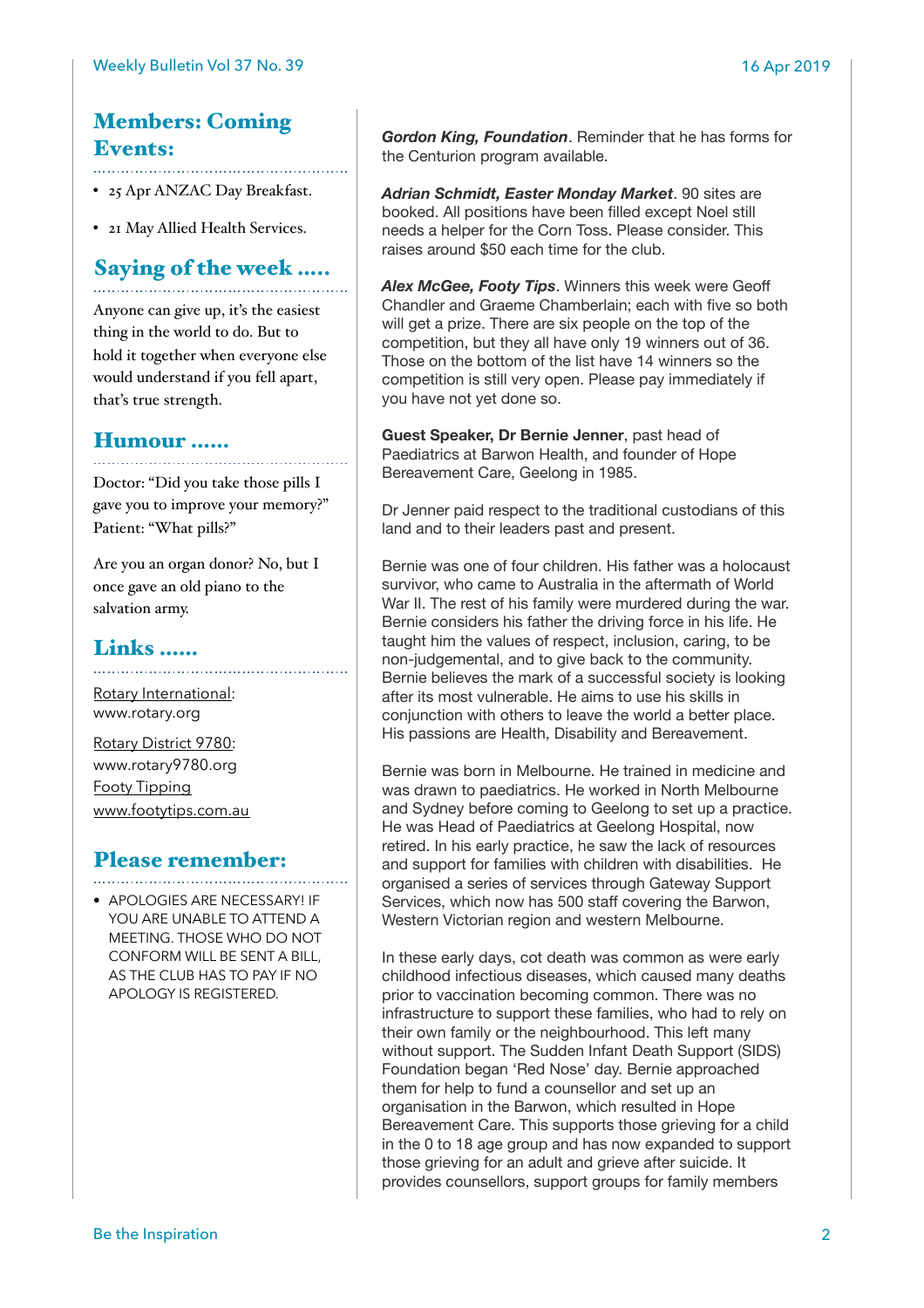## Members: Coming Events:

- 25 Apr ANZAC Day Breakfast.
- 21 May Allied Health Services.

## Saying of the week .....

Anyone can give up, it's the easiest thing in the world to do. But to hold it together when everyone else would understand if you fell apart, that's true strength.

## Humour ......

Doctor: "Did you take those pills I gave you to improve your memory?" Patient: "What pills?"

Are you an organ donor? No, but I once gave an old piano to the salvation army.

## Links ......

Rotary International: www.rotary.org

Rotary District 9780: www.rotary9780.org

Footy Tipping
www.footytips.com.au

## Please remember:

- APOLOGIES ARE NECESSARY! IF YOU ARE UNABLE TO ATTEND A MEETING. THOSE WHO DO NOT CONFORM WILL BE SENT A BILL, AS THE CLUB HAS TO PAY IF NO APOLOGY IS REGISTERED.

***Gordon King, Foundation***. Reminder that he has forms for the Centurion program available.

***Adrian Schmidt, Easter Monday Market***. 90 sites are booked. All positions have been filled except Noel still needs a helper for the Corn Toss. Please consider. This raises around $50 each time for the club.

***Alex McGee, Footy Tips***. Winners this week were Geoff Chandler and Graeme Chamberlain; each with five so both will get a prize. There are six people on the top of the competition, but they all have only 19 winners out of 36. Those on the bottom of the list have 14 winners so the competition is still very open. Please pay immediately if you have not yet done so.

**Guest Speaker, Dr Bernie Jenner**, past head of Paediatrics at Barwon Health, and founder of Hope Bereavement Care, Geelong in 1985.

Dr Jenner paid respect to the traditional custodians of this land and to their leaders past and present.

Bernie was one of four children. His father was a holocaust survivor, who came to Australia in the aftermath of World War II. The rest of his family were murdered during the war. Bernie considers his father the driving force in his life. He taught him the values of respect, inclusion, caring, to be non-judgemental, and to give back to the community. Bernie believes the mark of a successful society is looking after its most vulnerable. He aims to use his skills in conjunction with others to leave the world a better place. His passions are Health, Disability and Bereavement.

Bernie was born in Melbourne. He trained in medicine and was drawn to paediatrics. He worked in North Melbourne and Sydney before coming to Geelong to set up a practice. He was Head of Paediatrics at Geelong Hospital, now retired. In his early practice, he saw the lack of resources and support for families with children with disabilities. He organised a series of services through Gateway Support Services, which now has 500 staff covering the Barwon, Western Victorian region and western Melbourne.

In these early days, cot death was common as were early childhood infectious diseases, which caused many deaths prior to vaccination becoming common. There was no infrastructure to support these families, who had to rely on their own family or the neighbourhood. This left many without support. The Sudden Infant Death Support (SIDS) Foundation began 'Red Nose' day. Bernie approached them for help to fund a counsellor and set up an organisation in the Barwon, which resulted in Hope Bereavement Care. This supports those grieving for a child in the 0 to 18 age group and has now expanded to support those grieving for an adult and grieve after suicide. It provides counsellors, support groups for family members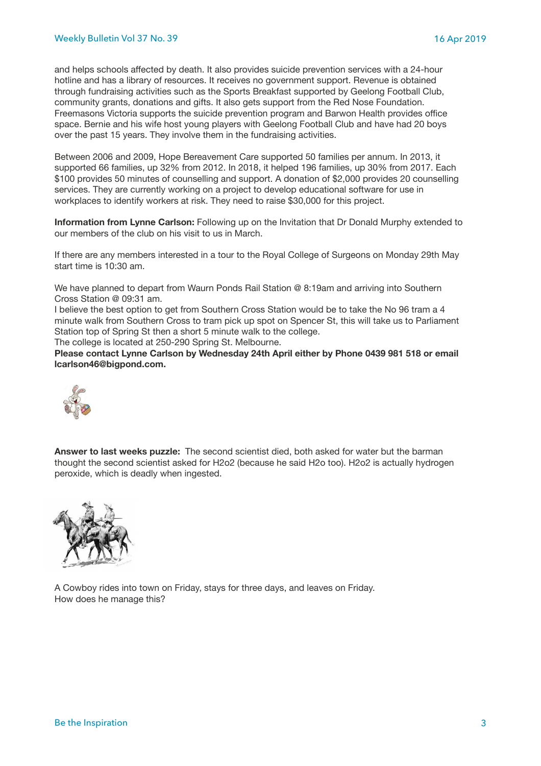and helps schools affected by death. It also provides suicide prevention services with a 24-hour hotline and has a library of resources. It receives no government support. Revenue is obtained through fundraising activities such as the Sports Breakfast supported by Geelong Football Club, community grants, donations and gifts. It also gets support from the Red Nose Foundation. Freemasons Victoria supports the suicide prevention program and Barwon Health provides office space. Bernie and his wife host young players with Geelong Football Club and have had 20 boys over the past 15 years. They involve them in the fundraising activities.

Between 2006 and 2009, Hope Bereavement Care supported 50 families per annum. In 2013, it supported 66 families, up 32% from 2012. In 2018, it helped 196 families, up 30% from 2017. Each $100 provides 50 minutes of counselling and support. A donation of $2,000 provides 20 counselling services. They are currently working on a project to develop educational software for use in workplaces to identify workers at risk. They need to raise $30,000 for this project.

**Information from Lynne Carlson:** Following up on the Invitation that Dr Donald Murphy extended to our members of the club on his visit to us in March.

If there are any members interested in a tour to the Royal College of Surgeons on Monday 29th May start time is 10:30 am.

We have planned to depart from Waurn Ponds Rail Station @ 8:19am and arriving into Southern Cross Station @ 09:31 am.
I believe the best option to get from Southern Cross Station would be to take the No 96 tram a 4 minute walk from Southern Cross to tram pick up spot on Spencer St, this will take us to Parliament Station top of Spring St then a short 5 minute walk to the college.
The college is located at 250-290 Spring St. Melbourne.
**Please contact Lynne Carlson by Wednesday 24th April either by Phone 0439 981 518 or email lcarlson46@bigpond.com.**

**Answer to last weeks puzzle:** The second scientist died, both asked for water but the barman thought the second scientist asked for H2o2 (because he said H2o too). H2o2 is actually hydrogen peroxide, which is deadly when ingested.

A Cowboy rides into town on Friday, stays for three days, and leaves on Friday.
How does he manage this?